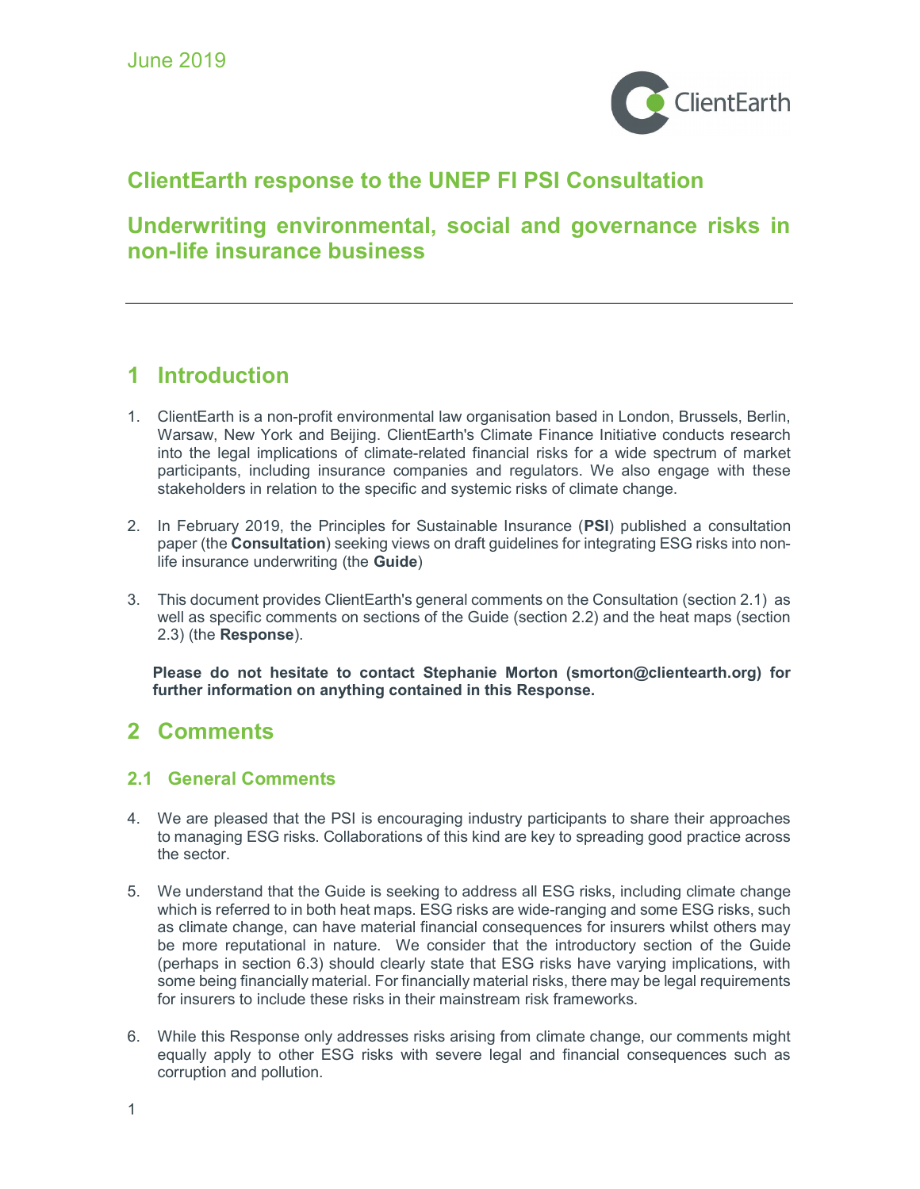June 2019

ClientEarth

# ClientEarth response to the UNEP FI PSI Consultation

# Underwriting environmental, social and governance risks in non-life insurance business

---

## 1 Introduction

1. ClientEarth is a non-profit environmental law organisation based in London, Brussels, Berlin, Warsaw, New York and Beijing. ClientEarth's Climate Finance Initiative conducts research into the legal implications of climate-related financial risks for a wide spectrum of market participants, including insurance companies and regulators. We also engage with these stakeholders in relation to the specific and systemic risks of climate change.

2. In February 2019, the Principles for Sustainable Insurance (**PSI**) published a consultation paper (the **Consultation**) seeking views on draft guidelines for integrating ESG risks into non-life insurance underwriting (the **Guide**)

3. This document provides ClientEarth's general comments on the Consultation (section 2.1) as well as specific comments on sections of the Guide (section 2.2) and the heat maps (section 2.3) (the **Response**).

**Please do not hesitate to contact Stephanie Morton (smorton@clientearth.org) for further information on anything contained in this Response.**

## 2 Comments

### 2.1 General Comments

4. We are pleased that the PSI is encouraging industry participants to share their approaches to managing ESG risks. Collaborations of this kind are key to spreading good practice across the sector.

5. We understand that the Guide is seeking to address all ESG risks, including climate change which is referred to in both heat maps. ESG risks are wide-ranging and some ESG risks, such as climate change, can have material financial consequences for insurers whilst others may be more reputational in nature. We consider that the introductory section of the Guide (perhaps in section 6.3) should clearly state that ESG risks have varying implications, with some being financially material. For financially material risks, there may be legal requirements for insurers to include these risks in their mainstream risk frameworks.

6. While this Response only addresses risks arising from climate change, our comments might equally apply to other ESG risks with severe legal and financial consequences such as corruption and pollution.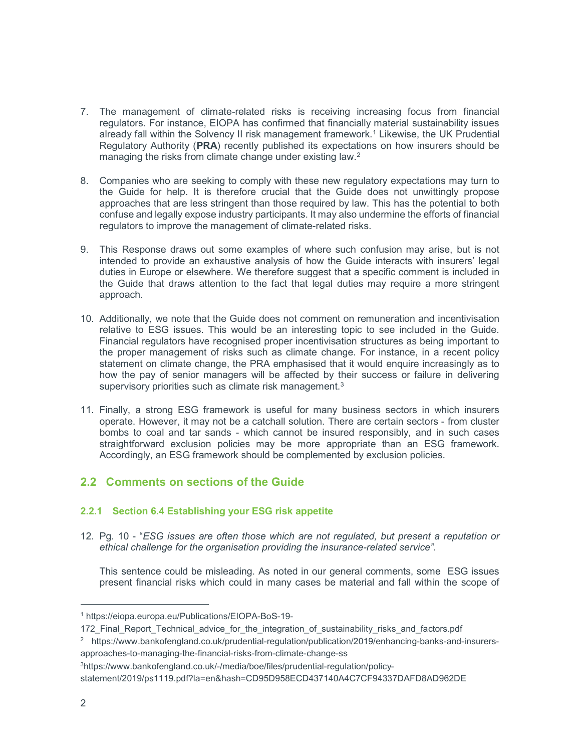7. The management of climate-related risks is receiving increasing focus from financial regulators. For instance, EIOPA has confirmed that financially material sustainability issues already fall within the Solvency II risk management framework.[1] Likewise, the UK Prudential Regulatory Authority (**PRA**) recently published its expectations on how insurers should be managing the risks from climate change under existing law.[2]

8. Companies who are seeking to comply with these new regulatory expectations may turn to the Guide for help. It is therefore crucial that the Guide does not unwittingly propose approaches that are less stringent than those required by law. This has the potential to both confuse and legally expose industry participants. It may also undermine the efforts of financial regulators to improve the management of climate-related risks.

9. This Response draws out some examples of where such confusion may arise, but is not intended to provide an exhaustive analysis of how the Guide interacts with insurers' legal duties in Europe or elsewhere. We therefore suggest that a specific comment is included in the Guide that draws attention to the fact that legal duties may require a more stringent approach.

10. Additionally, we note that the Guide does not comment on remuneration and incentivisation relative to ESG issues. This would be an interesting topic to see included in the Guide. Financial regulators have recognised proper incentivisation structures as being important to the proper management of risks such as climate change. For instance, in a recent policy statement on climate change, the PRA emphasised that it would enquire increasingly as to how the pay of senior managers will be affected by their success or failure in delivering supervisory priorities such as climate risk management.[3]

11. Finally, a strong ESG framework is useful for many business sectors in which insurers operate. However, it may not be a catchall solution. There are certain sectors - from cluster bombs to coal and tar sands - which cannot be insured responsibly, and in such cases straightforward exclusion policies may be more appropriate than an ESG framework. Accordingly, an ESG framework should be complemented by exclusion policies.

## 2.2 Comments on sections of the Guide

### 2.2.1 Section 6.4 Establishing your ESG risk appetite

12. Pg. 10 - "*ESG issues are often those which are not regulated, but present a reputation or ethical challenge for the organisation providing the insurance-related service".*

    This sentence could be misleading. As noted in our general comments, some ESG issues present financial risks which could in many cases be material and fall within the scope of

---

[1] https://eiopa.europa.eu/Publications/EIOPA-BoS-19-172_Final_Report_Technical_advice_for_the_integration_of_sustainability_risks_and_factors.pdf

[2] https://www.bankofengland.co.uk/prudential-regulation/publication/2019/enhancing-banks-and-insurers-approaches-to-managing-the-financial-risks-from-climate-change-ss

[3] https://www.bankofengland.co.uk/-/media/boe/files/prudential-regulation/policy-statement/2019/ps1119.pdf?la=en&hash=CD95D958ECD437140A4C7CF94337DAFD8AD962DE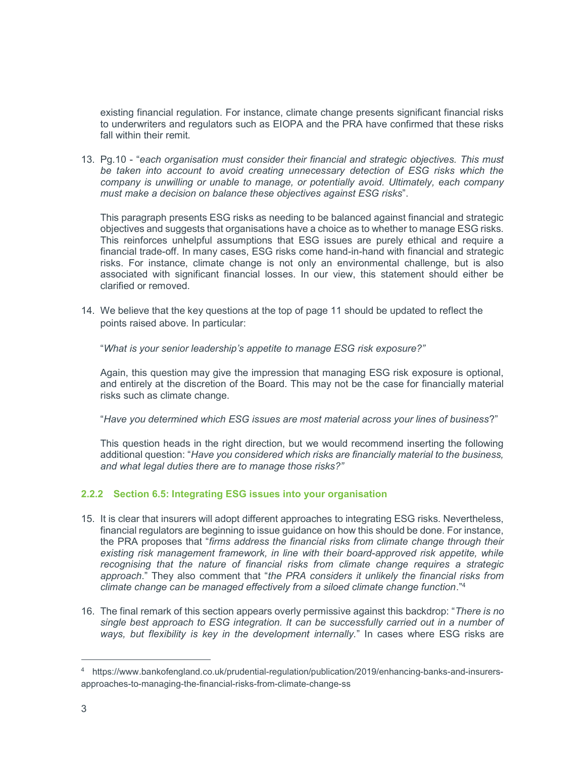existing financial regulation. For instance, climate change presents significant financial risks to underwriters and regulators such as EIOPA and the PRA have confirmed that these risks fall within their remit.

13. Pg.10 - "*each organisation must consider their financial and strategic objectives. This must be taken into account to avoid creating unnecessary detection of ESG risks which the company is unwilling or unable to manage, or potentially avoid. Ultimately, each company must make a decision on balance these objectives against ESG risks*".

    This paragraph presents ESG risks as needing to be balanced against financial and strategic objectives and suggests that organisations have a choice as to whether to manage ESG risks. This reinforces unhelpful assumptions that ESG issues are purely ethical and require a financial trade-off. In many cases, ESG risks come hand-in-hand with financial and strategic risks. For instance, climate change is not only an environmental challenge, but is also associated with significant financial losses. In our view, this statement should either be clarified or removed.

14. We believe that the key questions at the top of page 11 should be updated to reflect the points raised above. In particular:

    "*What is your senior leadership's appetite to manage ESG risk exposure?*"

    Again, this question may give the impression that managing ESG risk exposure is optional, and entirely at the discretion of the Board. This may not be the case for financially material risks such as climate change.

    "*Have you determined which ESG issues are most material across your lines of business*?"

    This question heads in the right direction, but we would recommend inserting the following additional question: "*Have you considered which risks are financially material to the business, and what legal duties there are to manage those risks?*"

### 2.2.2 Section 6.5: Integrating ESG issues into your organisation

15. It is clear that insurers will adopt different approaches to integrating ESG risks. Nevertheless, financial regulators are beginning to issue guidance on how this should be done. For instance, the PRA proposes that "*firms address the financial risks from climate change through their existing risk management framework, in line with their board-approved risk appetite, while recognising that the nature of financial risks from climate change requires a strategic approach*." They also comment that "*the PRA considers it unlikely the financial risks from climate change can be managed effectively from a siloed climate change function*."[4]

16. The final remark of this section appears overly permissive against this backdrop: "*There is no single best approach to ESG integration. It can be successfully carried out in a number of ways, but flexibility is key in the development internally.*" In cases where ESG risks are

[4] https://www.bankofengland.co.uk/prudential-regulation/publication/2019/enhancing-banks-and-insurers-approaches-to-managing-the-financial-risks-from-climate-change-ss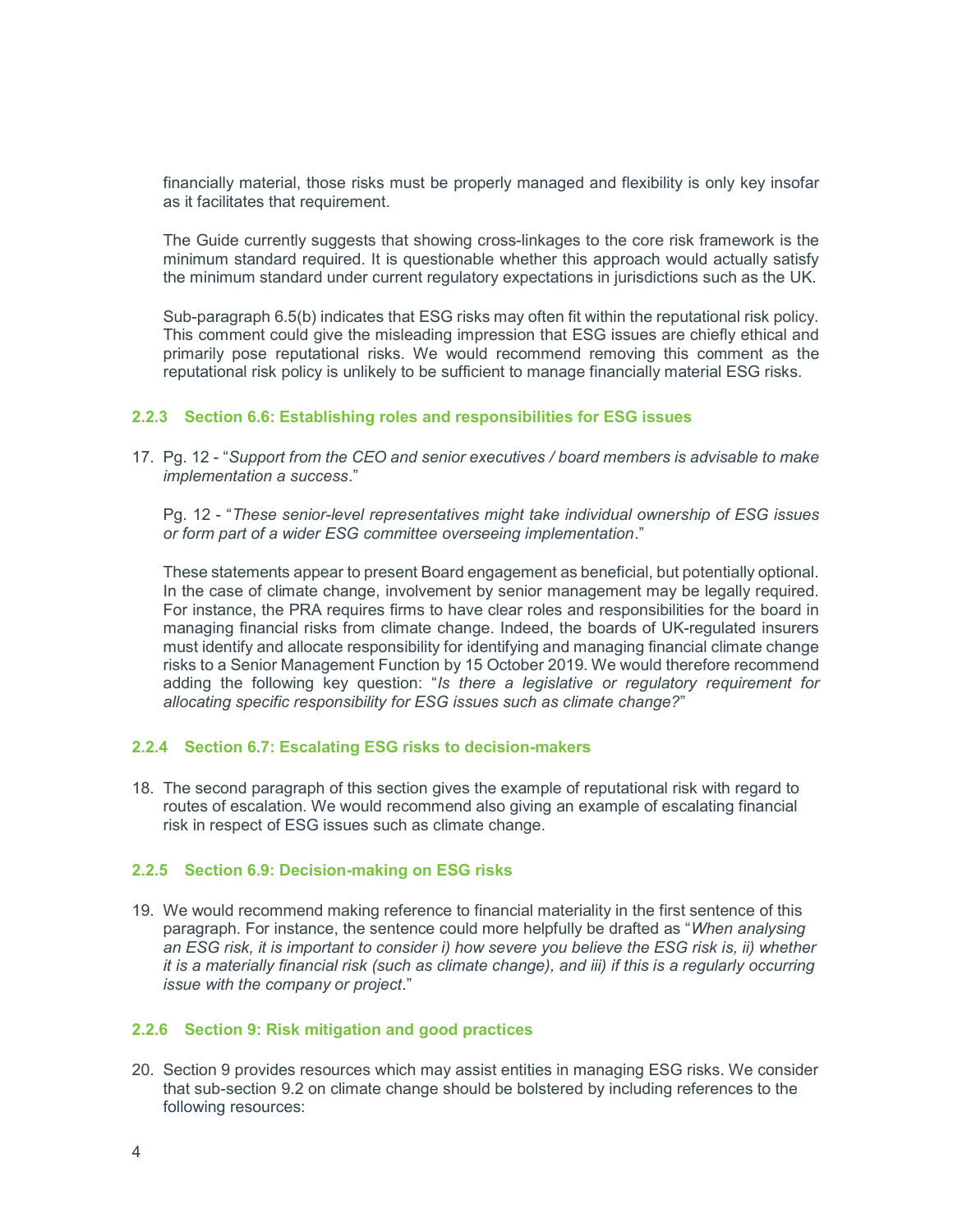financially material, those risks must be properly managed and flexibility is only key insofar as it facilitates that requirement.

The Guide currently suggests that showing cross-linkages to the core risk framework is the minimum standard required. It is questionable whether this approach would actually satisfy the minimum standard under current regulatory expectations in jurisdictions such as the UK.

Sub-paragraph 6.5(b) indicates that ESG risks may often fit within the reputational risk policy. This comment could give the misleading impression that ESG issues are chiefly ethical and primarily pose reputational risks. We would recommend removing this comment as the reputational risk policy is unlikely to be sufficient to manage financially material ESG risks.

### 2.2.3 Section 6.6: Establishing roles and responsibilities for ESG issues

17. Pg. 12 - "*Support from the CEO and senior executives / board members is advisable to make implementation a success*."

    Pg. 12 - "*These senior-level representatives might take individual ownership of ESG issues or form part of a wider ESG committee overseeing implementation*."

    These statements appear to present Board engagement as beneficial, but potentially optional. In the case of climate change, involvement by senior management may be legally required. For instance, the PRA requires firms to have clear roles and responsibilities for the board in managing financial risks from climate change. Indeed, the boards of UK-regulated insurers must identify and allocate responsibility for identifying and managing financial climate change risks to a Senior Management Function by 15 October 2019. We would therefore recommend adding the following key question: "*Is there a legislative or regulatory requirement for allocating specific responsibility for ESG issues such as climate change?*"

### 2.2.4 Section 6.7: Escalating ESG risks to decision-makers

18. The second paragraph of this section gives the example of reputational risk with regard to routes of escalation. We would recommend also giving an example of escalating financial risk in respect of ESG issues such as climate change.

### 2.2.5 Section 6.9: Decision-making on ESG risks

19. We would recommend making reference to financial materiality in the first sentence of this paragraph. For instance, the sentence could more helpfully be drafted as "*When analysing an ESG risk, it is important to consider i) how severe you believe the ESG risk is, ii) whether it is a materially financial risk (such as climate change), and iii) if this is a regularly occurring issue with the company or project*."

### 2.2.6 Section 9: Risk mitigation and good practices

20. Section 9 provides resources which may assist entities in managing ESG risks. We consider that sub-section 9.2 on climate change should be bolstered by including references to the following resources: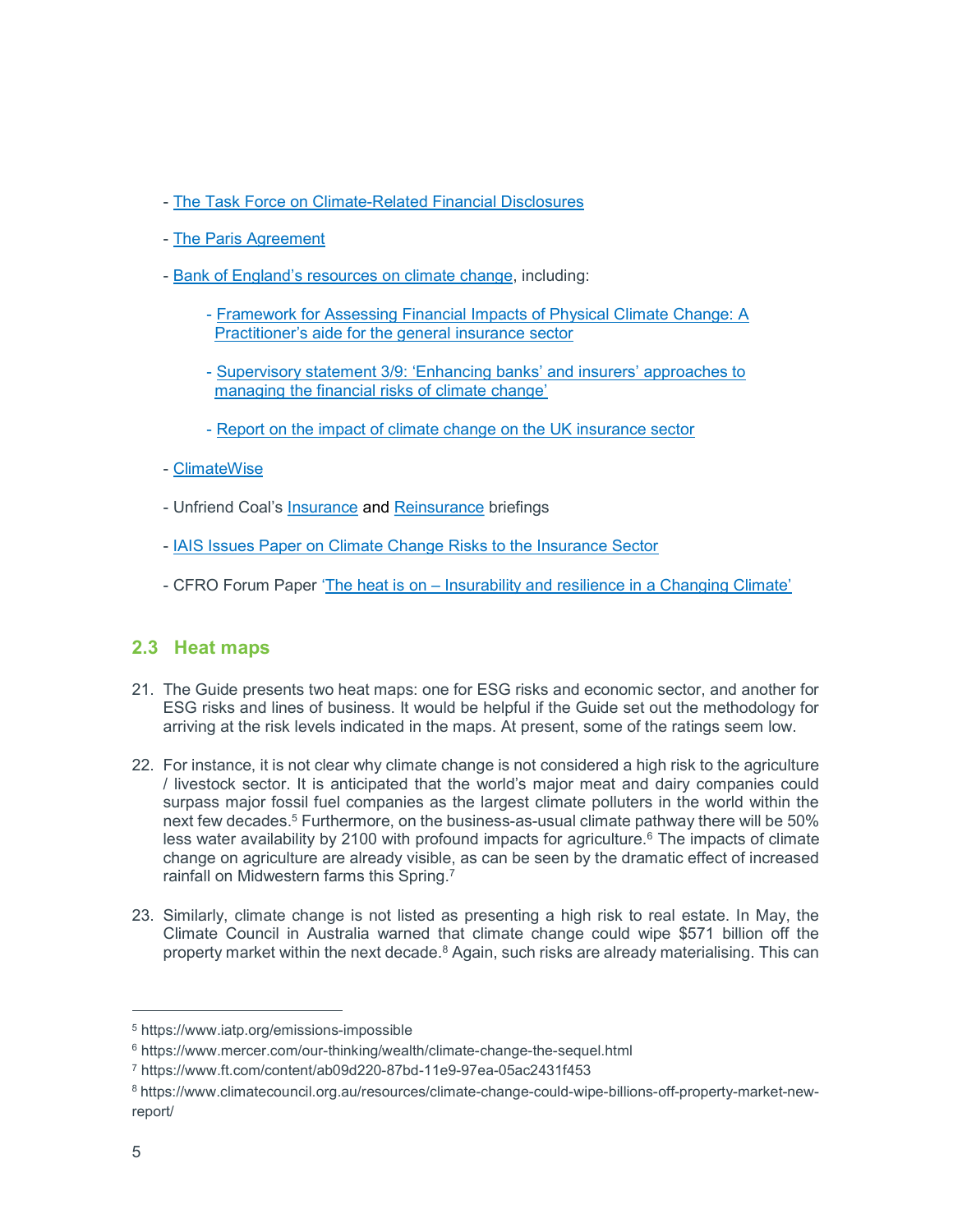- The Task Force on Climate-Related Financial Disclosures

- The Paris Agreement

- Bank of England's resources on climate change, including:

    - Framework for Assessing Financial Impacts of Physical Climate Change: A Practitioner's aide for the general insurance sector

    - Supervisory statement 3/9: 'Enhancing banks' and insurers' approaches to managing the financial risks of climate change'

    - Report on the impact of climate change on the UK insurance sector

- ClimateWise

- Unfriend Coal's Insurance and Reinsurance briefings

- IAIS Issues Paper on Climate Change Risks to the Insurance Sector

- CFRO Forum Paper 'The heat is on – Insurability and resilience in a Changing Climate'

## 2.3 Heat maps

21. The Guide presents two heat maps: one for ESG risks and economic sector, and another for ESG risks and lines of business. It would be helpful if the Guide set out the methodology for arriving at the risk levels indicated in the maps. At present, some of the ratings seem low.

22. For instance, it is not clear why climate change is not considered a high risk to the agriculture / livestock sector. It is anticipated that the world's major meat and dairy companies could surpass major fossil fuel companies as the largest climate polluters in the world within the next few decades.[5] Furthermore, on the business-as-usual climate pathway there will be 50% less water availability by 2100 with profound impacts for agriculture.[6] The impacts of climate change on agriculture are already visible, as can be seen by the dramatic effect of increased rainfall on Midwestern farms this Spring.[7]

23. Similarly, climate change is not listed as presenting a high risk to real estate. In May, the Climate Council in Australia warned that climate change could wipe $571 billion off the property market within the next decade.[8] Again, such risks are already materialising. This can

---

[5] https://www.iatp.org/emissions-impossible

[6] https://www.mercer.com/our-thinking/wealth/climate-change-the-sequel.html

[7] https://www.ft.com/content/ab09d220-87bd-11e9-97ea-05ac2431f453

[8] https://www.climatecouncil.org.au/resources/climate-change-could-wipe-billions-off-property-market-new-report/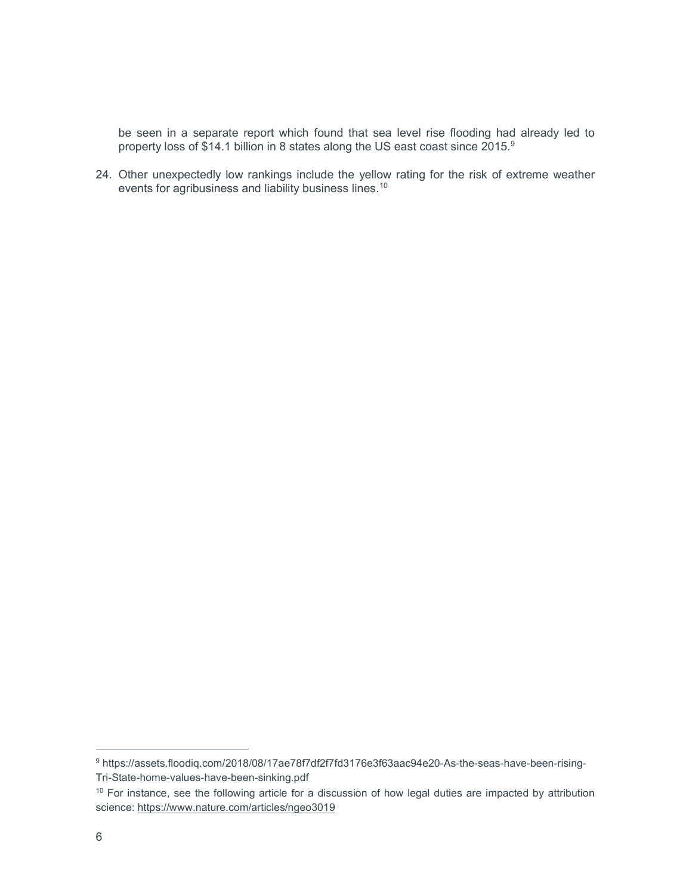be seen in a separate report which found that sea level rise flooding had already led to property loss of $14.1 billion in 8 states along the US east coast since 2015.[9]

24. Other unexpectedly low rankings include the yellow rating for the risk of extreme weather events for agribusiness and liability business lines.[10]

---

[9] https://assets.floodiq.com/2018/08/17ae78f7df2f7fd3176e3f63aac94e20-As-the-seas-have-been-rising-Tri-State-home-values-have-been-sinking.pdf

[10] For instance, see the following article for a discussion of how legal duties are impacted by attribution science: https://www.nature.com/articles/ngeo3019